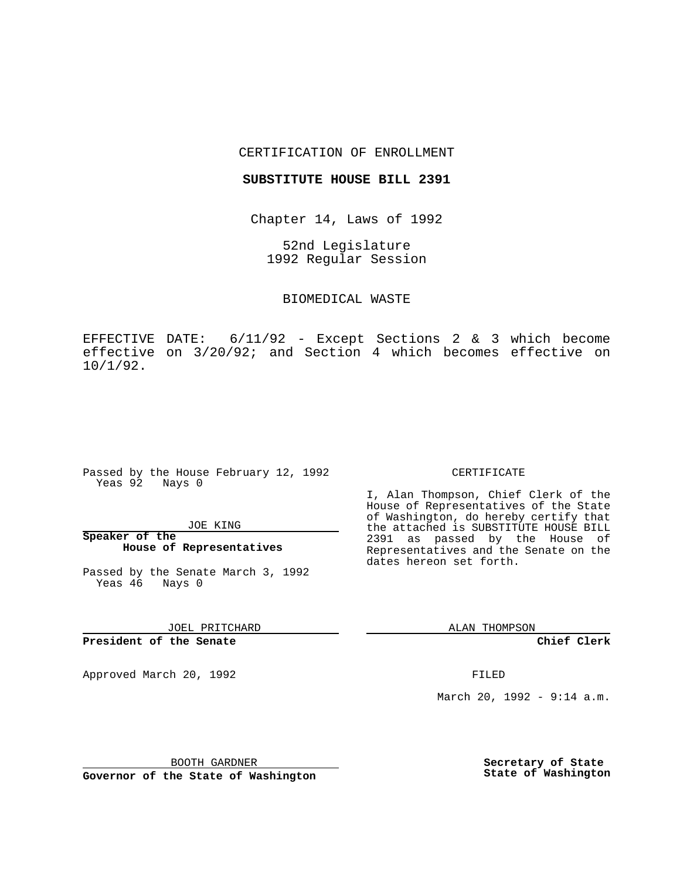CERTIFICATION OF ENROLLMENT

**SUBSTITUTE HOUSE BILL 2391**

Chapter 14, Laws of 1992

52nd Legislature
1992 Regular Session

BIOMEDICAL WASTE

EFFECTIVE DATE: 6/11/92 - Except Sections 2 & 3 which become effective on 3/20/92; and Section 4 which becomes effective on 10/1/92.

Passed by the House February 12, 1992
Yeas 92 Nays 0

JOE KING

**Speaker of the House of Representatives**

Passed by the Senate March 3, 1992
Yeas 46 Nays 0

JOEL PRITCHARD

**President of the Senate**

Approved March 20, 1992

BOOTH GARDNER

**Governor of the State of Washington**

CERTIFICATE

I, Alan Thompson, Chief Clerk of the House of Representatives of the State of Washington, do hereby certify that the attached is SUBSTITUTE HOUSE BILL 2391 as passed by the House of Representatives and the Senate on the dates hereon set forth.

ALAN THOMPSON

**Chief Clerk**

FILED

March 20, 1992 - 9:14 a.m.

**Secretary of State State of Washington**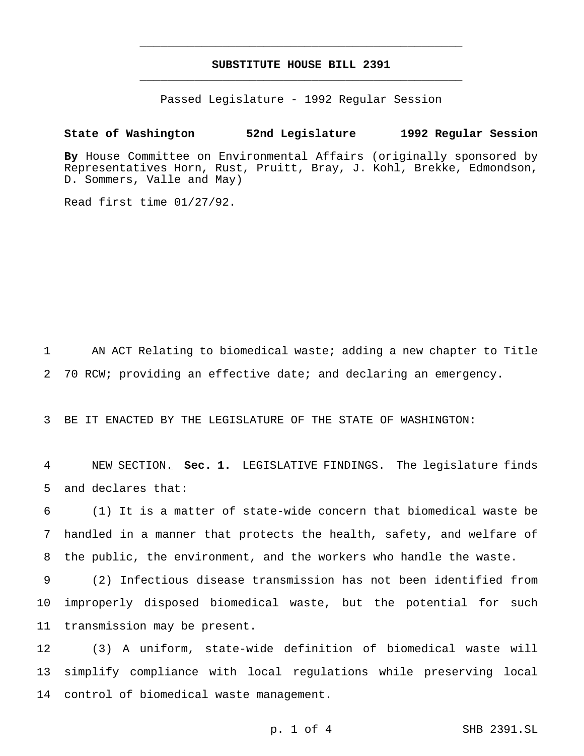# SUBSTITUTE HOUSE BILL 2391

Passed Legislature - 1992 Regular Session

**State of Washington 52nd Legislature 1992 Regular Session**

**By** House Committee on Environmental Affairs (originally sponsored by Representatives Horn, Rust, Pruitt, Bray, J. Kohl, Brekke, Edmondson, D. Sommers, Valle and May)

Read first time 01/27/92.

AN ACT Relating to biomedical waste; adding a new chapter to Title 70 RCW; providing an effective date; and declaring an emergency.

BE IT ENACTED BY THE LEGISLATURE OF THE STATE OF WASHINGTON:

NEW SECTION. **Sec. 1.** LEGISLATIVE FINDINGS. The legislature finds and declares that:

(1) It is a matter of state-wide concern that biomedical waste be handled in a manner that protects the health, safety, and welfare of the public, the environment, and the workers who handle the waste.

(2) Infectious disease transmission has not been identified from improperly disposed biomedical waste, but the potential for such transmission may be present.

(3) A uniform, state-wide definition of biomedical waste will simplify compliance with local regulations while preserving local control of biomedical waste management.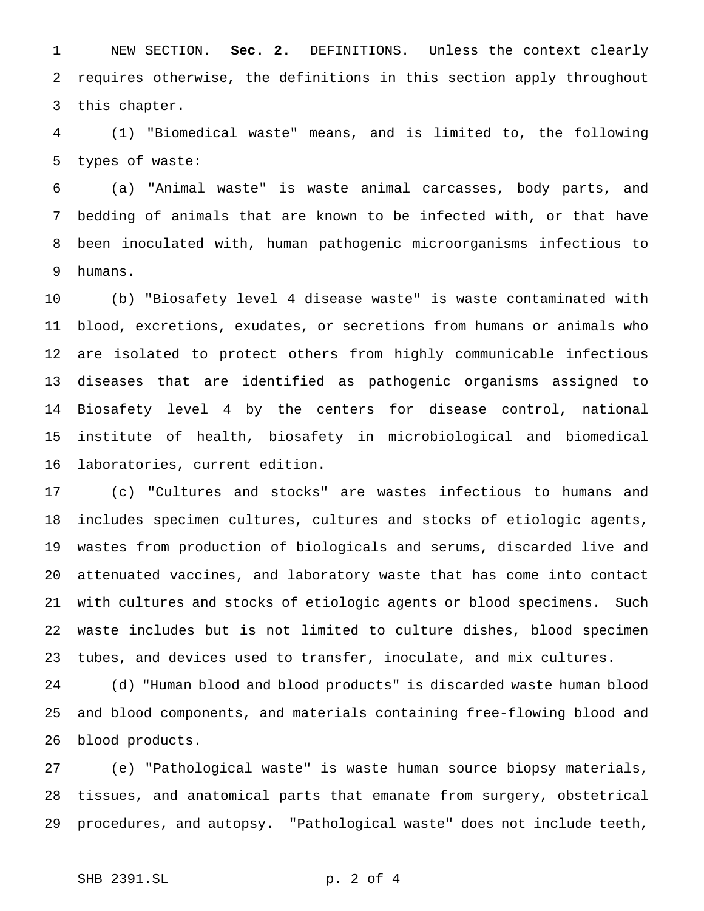NEW SECTION. **Sec. 2.** DEFINITIONS. Unless the context clearly requires otherwise, the definitions in this section apply throughout this chapter.

(1) "Biomedical waste" means, and is limited to, the following types of waste:

(a) "Animal waste" is waste animal carcasses, body parts, and bedding of animals that are known to be infected with, or that have been inoculated with, human pathogenic microorganisms infectious to humans.

(b) "Biosafety level 4 disease waste" is waste contaminated with blood, excretions, exudates, or secretions from humans or animals who are isolated to protect others from highly communicable infectious diseases that are identified as pathogenic organisms assigned to Biosafety level 4 by the centers for disease control, national institute of health, biosafety in microbiological and biomedical laboratories, current edition.

(c) "Cultures and stocks" are wastes infectious to humans and includes specimen cultures, cultures and stocks of etiologic agents, wastes from production of biologicals and serums, discarded live and attenuated vaccines, and laboratory waste that has come into contact with cultures and stocks of etiologic agents or blood specimens. Such waste includes but is not limited to culture dishes, blood specimen tubes, and devices used to transfer, inoculate, and mix cultures.

(d) "Human blood and blood products" is discarded waste human blood and blood components, and materials containing free-flowing blood and blood products.

(e) "Pathological waste" is waste human source biopsy materials, tissues, and anatomical parts that emanate from surgery, obstetrical procedures, and autopsy. "Pathological waste" does not include teeth,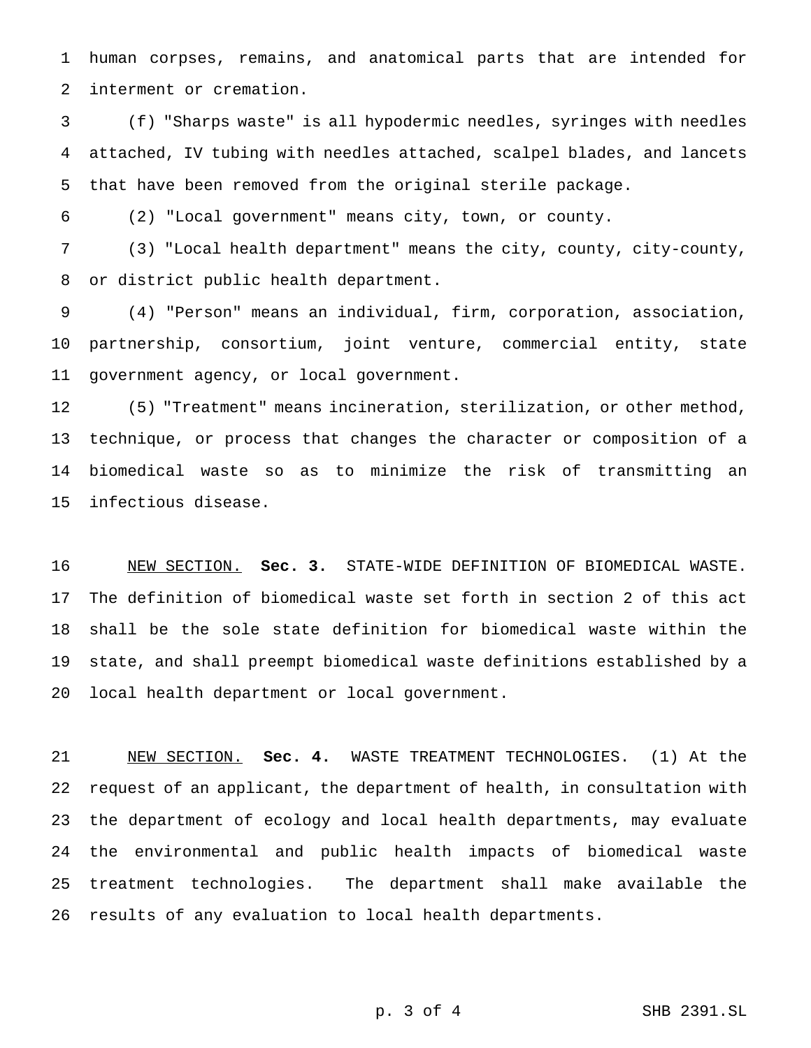human corpses, remains, and anatomical parts that are intended for interment or cremation.

(f) "Sharps waste" is all hypodermic needles, syringes with needles attached, IV tubing with needles attached, scalpel blades, and lancets that have been removed from the original sterile package.

(2) "Local government" means city, town, or county.

(3) "Local health department" means the city, county, city-county, or district public health department.

(4) "Person" means an individual, firm, corporation, association, partnership, consortium, joint venture, commercial entity, state government agency, or local government.

(5) "Treatment" means incineration, sterilization, or other method, technique, or process that changes the character or composition of a biomedical waste so as to minimize the risk of transmitting an infectious disease.

NEW SECTION. **Sec. 3.** STATE-WIDE DEFINITION OF BIOMEDICAL WASTE. The definition of biomedical waste set forth in section 2 of this act shall be the sole state definition for biomedical waste within the state, and shall preempt biomedical waste definitions established by a local health department or local government.

NEW SECTION. **Sec. 4.** WASTE TREATMENT TECHNOLOGIES. (1) At the request of an applicant, the department of health, in consultation with the department of ecology and local health departments, may evaluate the environmental and public health impacts of biomedical waste treatment technologies. The department shall make available the results of any evaluation to local health departments.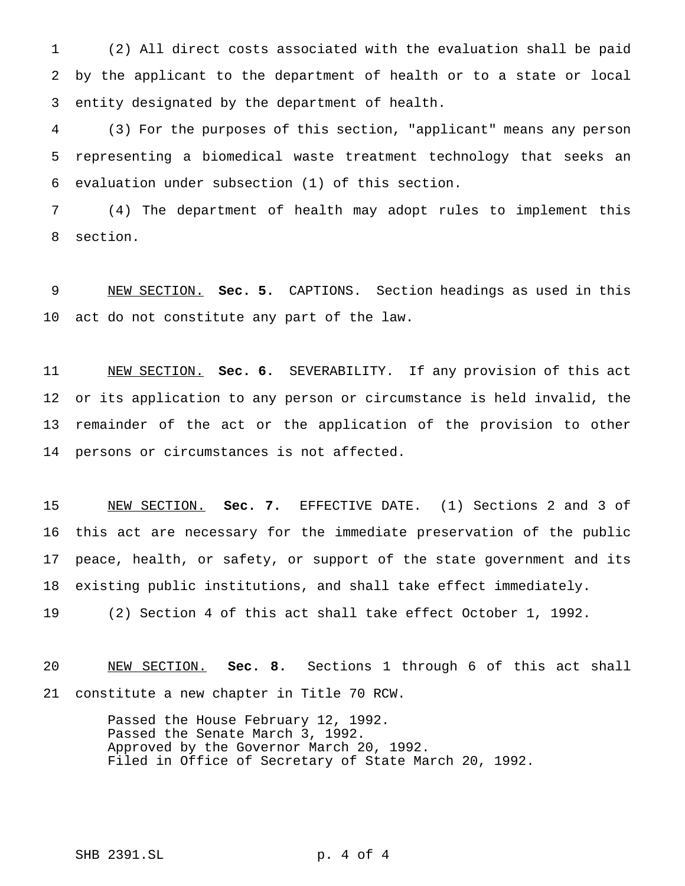(2) All direct costs associated with the evaluation shall be paid by the applicant to the department of health or to a state or local entity designated by the department of health.

(3) For the purposes of this section, "applicant" means any person representing a biomedical waste treatment technology that seeks an evaluation under subsection (1) of this section.

(4) The department of health may adopt rules to implement this section.

NEW SECTION. **Sec. 5.** CAPTIONS. Section headings as used in this act do not constitute any part of the law.

NEW SECTION. **Sec. 6.** SEVERABILITY. If any provision of this act or its application to any person or circumstance is held invalid, the remainder of the act or the application of the provision to other persons or circumstances is not affected.

NEW SECTION. **Sec. 7.** EFFECTIVE DATE. (1) Sections 2 and 3 of this act are necessary for the immediate preservation of the public peace, health, or safety, or support of the state government and its existing public institutions, and shall take effect immediately.

(2) Section 4 of this act shall take effect October 1, 1992.

NEW SECTION. **Sec. 8.** Sections 1 through 6 of this act shall constitute a new chapter in Title 70 RCW.

Passed the House February 12, 1992.
Passed the Senate March 3, 1992.
Approved by the Governor March 20, 1992.
Filed in Office of Secretary of State March 20, 1992.